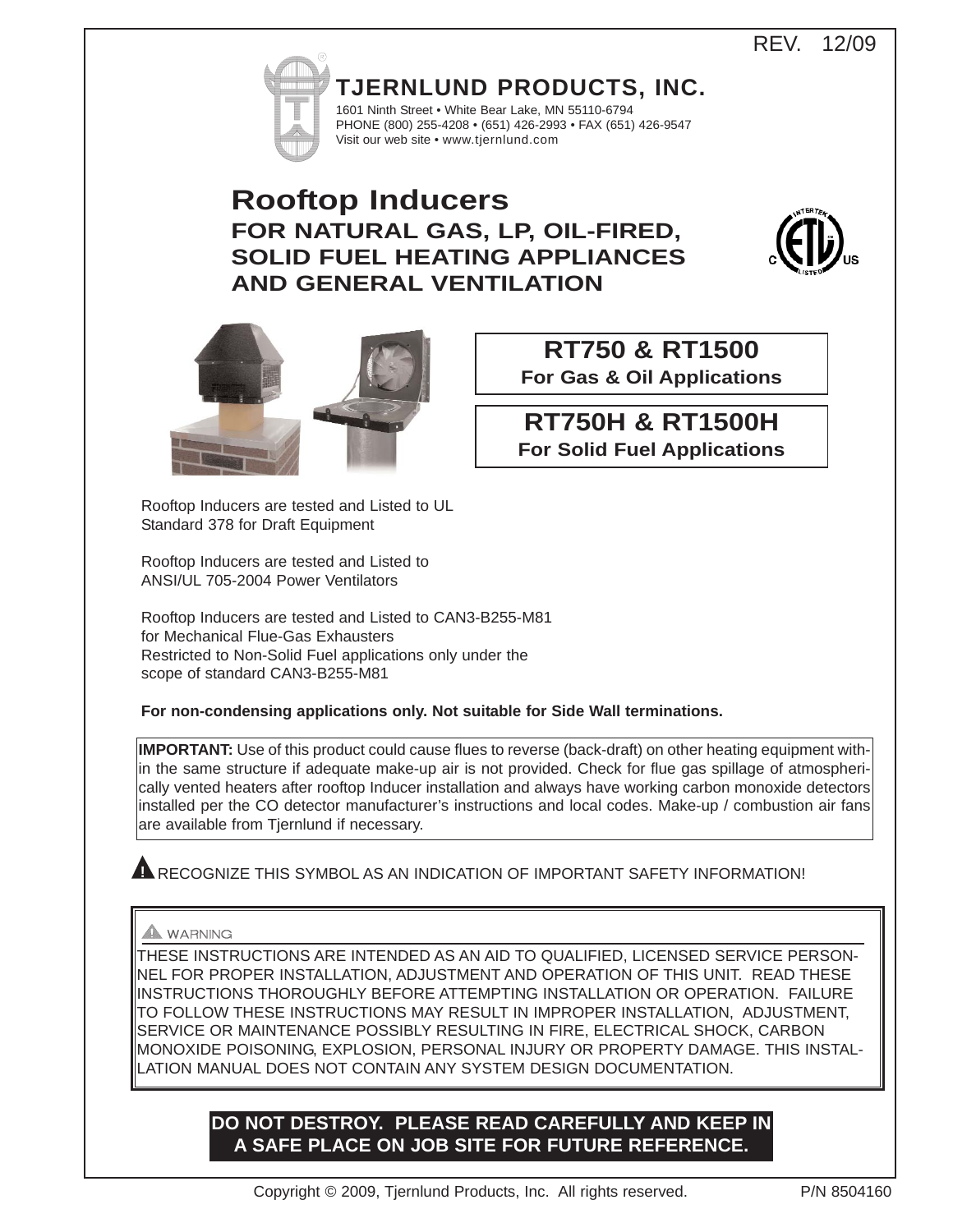REV. 12/09

# TJERNLUND PRODUCTS, INC.

1601 Ninth Street • White Bear Lake, MN 55110-6794
PHONE (800) 255-4208 • (651) 426-2993 • FAX (651) 426-9547
Visit our web site • www.tjernlund.com

# Rooftop Inducers

## FOR NATURAL GAS, LP, OIL-FIRED, SOLID FUEL HEATING APPLIANCES AND GENERAL VENTILATION

**RT750 & RT1500**
**For Gas & Oil Applications**

**RT750H & RT1500H**
**For Solid Fuel Applications**

Rooftop Inducers are tested and Listed to UL Standard 378 for Draft Equipment

Rooftop Inducers are tested and Listed to ANSI/UL 705-2004 Power Ventilators

Rooftop Inducers are tested and Listed to CAN3-B255-M81 for Mechanical Flue-Gas Exhausters
Restricted to Non-Solid Fuel applications only under the scope of standard CAN3-B255-M81

**For non-condensing applications only. Not suitable for Side Wall terminations.**

**IMPORTANT:** Use of this product could cause flues to reverse (back-draft) on other heating equipment within the same structure if adequate make-up air is not provided. Check for flue gas spillage of atmospherically vented heaters after rooftop Inducer installation and always have working carbon monoxide detectors installed per the CO detector manufacturer's instructions and local codes. Make-up / combustion air fans are available from Tjernlund if necessary.

⚠ RECOGNIZE THIS SYMBOL AS AN INDICATION OF IMPORTANT SAFETY INFORMATION!

⚠ WARNING

THESE INSTRUCTIONS ARE INTENDED AS AN AID TO QUALIFIED, LICENSED SERVICE PERSONNEL FOR PROPER INSTALLATION, ADJUSTMENT AND OPERATION OF THIS UNIT. READ THESE INSTRUCTIONS THOROUGHLY BEFORE ATTEMPTING INSTALLATION OR OPERATION. FAILURE TO FOLLOW THESE INSTRUCTIONS MAY RESULT IN IMPROPER INSTALLATION, ADJUSTMENT, SERVICE OR MAINTENANCE POSSIBLY RESULTING IN FIRE, ELECTRICAL SHOCK, CARBON MONOXIDE POISONING, EXPLOSION, PERSONAL INJURY OR PROPERTY DAMAGE. THIS INSTALLATION MANUAL DOES NOT CONTAIN ANY SYSTEM DESIGN DOCUMENTATION.

**DO NOT DESTROY. PLEASE READ CAREFULLY AND KEEP IN A SAFE PLACE ON JOB SITE FOR FUTURE REFERENCE.**

Copyright © 2009, Tjernlund Products, Inc. All rights reserved. P/N 8504160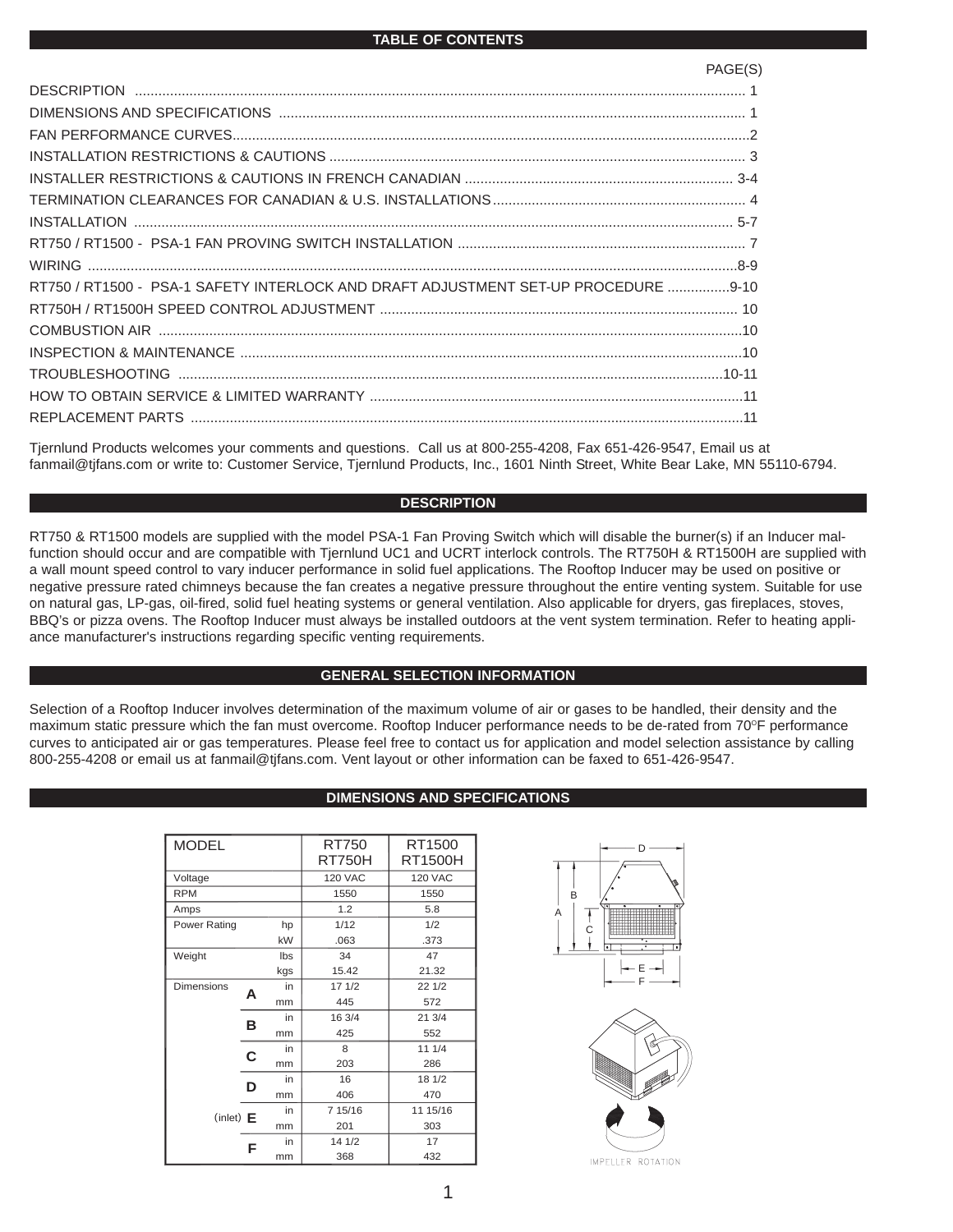## TABLE OF CONTENTS

| | PAGE(S) |
|---|---|
| DESCRIPTION | 1 |
| DIMENSIONS AND SPECIFICATIONS | 1 |
| FAN PERFORMANCE CURVES | 2 |
| INSTALLATION RESTRICTIONS & CAUTIONS | 3 |
| INSTALLER RESTRICTIONS & CAUTIONS IN FRENCH CANADIAN | 3-4 |
| TERMINATION CLEARANCES FOR CANADIAN & U.S. INSTALLATIONS | 4 |
| INSTALLATION | 5-7 |
| RT750 / RT1500 - PSA-1 FAN PROVING SWITCH INSTALLATION | 7 |
| WIRING | 8-9 |
| RT750 / RT1500 - PSA-1 SAFETY INTERLOCK AND DRAFT ADJUSTMENT SET-UP PROCEDURE | 9-10 |
| RT750H / RT1500H SPEED CONTROL ADJUSTMENT | 10 |
| COMBUSTION AIR | 10 |
| INSPECTION & MAINTENANCE | 10 |
| TROUBLESHOOTING | 10-11 |
| HOW TO OBTAIN SERVICE & LIMITED WARRANTY | 11 |
| REPLACEMENT PARTS | 11 |

Tjernlund Products welcomes your comments and questions. Call us at 800-255-4208, Fax 651-426-9547, Email us at fanmail@tjfans.com or write to: Customer Service, Tjernlund Products, Inc., 1601 Ninth Street, White Bear Lake, MN 55110-6794.

## DESCRIPTION

RT750 & RT1500 models are supplied with the model PSA-1 Fan Proving Switch which will disable the burner(s) if an Inducer malfunction should occur and are compatible with Tjernlund UC1 and UCRT interlock controls. The RT750H & RT1500H are supplied with a wall mount speed control to vary inducer performance in solid fuel applications. The Rooftop Inducer may be used on positive or negative pressure rated chimneys because the fan creates a negative pressure throughout the entire venting system. Suitable for use on natural gas, LP-gas, oil-fired, solid fuel heating systems or general ventilation. Also applicable for dryers, gas fireplaces, stoves, BBQ's or pizza ovens. The Rooftop Inducer must always be installed outdoors at the vent system termination. Refer to heating appliance manufacturer's instructions regarding specific venting requirements.

## GENERAL SELECTION INFORMATION

Selection of a Rooftop Inducer involves determination of the maximum volume of air or gases to be handled, their density and the maximum static pressure which the fan must overcome. Rooftop Inducer performance needs to be de-rated from 70°F performance curves to anticipated air or gas temperatures. Please feel free to contact us for application and model selection assistance by calling 800-255-4208 or email us at fanmail@tjfans.com. Vent layout or other information can be faxed to 651-426-9547.

## DIMENSIONS AND SPECIFICATIONS

| MODEL | | | RT750 RT750H | RT1500 RT1500H |
|---|---|---|---|---|
| Voltage | | | 120 VAC | 120 VAC |
| RPM | | | 1550 | 1550 |
| Amps | | | 1.2 | 5.8 |
| Power Rating | | hp | 1/12 | 1/2 |
| | | kW | .063 | .373 |
| Weight | | lbs | 34 | 47 |
| | | kgs | 15.42 | 21.32 |
| Dimensions | A | in | 17 1/2 | 22 1/2 |
| | | mm | 445 | 572 |
| | B | in | 16 3/4 | 21 3/4 |
| | | mm | 425 | 552 |
| | C | in | 8 | 11 1/4 |
| | | mm | 203 | 286 |
| | D | in | 16 | 18 1/2 |
| | | mm | 406 | 470 |
| | (inlet) E | in | 7 15/16 | 11 15/16 |
| | | mm | 201 | 303 |
| | F | in | 14 1/2 | 17 |
| | | mm | 368 | 432 |

IMPELLER ROTATION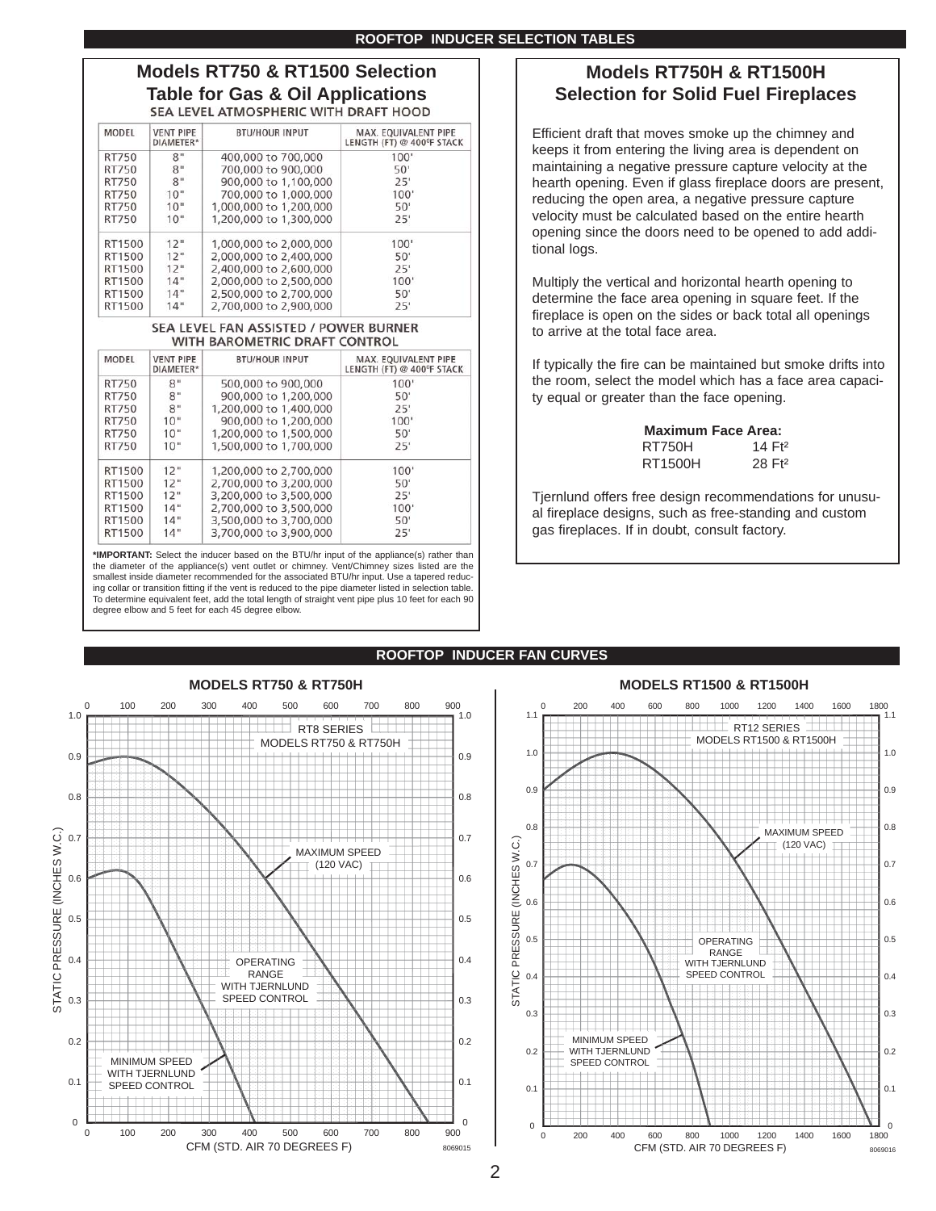## ROOFTOP INDUCER SELECTION TABLES

### Models RT750 & RT1500 Selection Table for Gas & Oil Applications

**SEA LEVEL ATMOSPHERIC WITH DRAFT HOOD**

| MODEL | VENT PIPE DIAMETER* | BTU/HOUR INPUT | MAX. EQUIVALENT PIPE LENGTH (FT) @ 400°F STACK |
|---|---|---|---|
| RT750 | 8" | 400,000 to 700,000 | 100' |
| RT750 | 8" | 700,000 to 900,000 | 50' |
| RT750 | 8" | 900,000 to 1,100,000 | 25' |
| RT750 | 10" | 700,000 to 1,000,000 | 100' |
| RT750 | 10" | 1,000,000 to 1,200,000 | 50' |
| RT750 | 10" | 1,200,000 to 1,300,000 | 25' |
| RT1500 | 12" | 1,000,000 to 2,000,000 | 100' |
| RT1500 | 12" | 2,000,000 to 2,400,000 | 50' |
| RT1500 | 12" | 2,400,000 to 2,600,000 | 25' |
| RT1500 | 14" | 2,000,000 to 2,500,000 | 100' |
| RT1500 | 14" | 2,500,000 to 2,700,000 | 50' |
| RT1500 | 14" | 2,700,000 to 2,900,000 | 25' |

**SEA LEVEL FAN ASSISTED / POWER BURNER WITH BAROMETRIC DRAFT CONTROL**

| MODEL | VENT PIPE DIAMETER* | BTU/HOUR INPUT | MAX. EQUIVALENT PIPE LENGTH (FT) @ 400°F STACK |
|---|---|---|---|
| RT750 | 8" | 500,000 to 900,000 | 100' |
| RT750 | 8" | 900,000 to 1,200,000 | 50' |
| RT750 | 8" | 1,200,000 to 1,400,000 | 25' |
| RT750 | 10" | 900,000 to 1,200,000 | 100' |
| RT750 | 10" | 1,200,000 to 1,500,000 | 50' |
| RT750 | 10" | 1,500,000 to 1,700,000 | 25' |
| RT1500 | 12" | 1,200,000 to 2,700,000 | 100' |
| RT1500 | 12" | 2,700,000 to 3,200,000 | 50' |
| RT1500 | 12" | 3,200,000 to 3,500,000 | 25' |
| RT1500 | 14" | 2,700,000 to 3,500,000 | 100' |
| RT1500 | 14" | 3,500,000 to 3,700,000 | 50' |
| RT1500 | 14" | 3,700,000 to 3,900,000 | 25' |

***IMPORTANT:** Select the inducer based on the BTU/hr input of the appliance(s) rather than the diameter of the appliance(s) vent outlet or chimney. Vent/Chimney sizes listed are the smallest inside diameter recommended for the associated BTU/hr input. Use a tapered reducing collar or transition fitting if the vent is reduced to the pipe diameter listed in selection table. To determine equivalent feet, add the total length of straight vent pipe plus 10 feet for each 90 degree elbow and 5 feet for each 45 degree elbow.

### Models RT750H & RT1500H Selection for Solid Fuel Fireplaces

Efficient draft that moves smoke up the chimney and keeps it from entering the living area is dependent on maintaining a negative pressure capture velocity at the hearth opening. Even if glass fireplace doors are present, reducing the open area, a negative pressure capture velocity must be calculated based on the entire hearth opening since the doors need to be opened to add additional logs.

Multiply the vertical and horizontal hearth opening to determine the face area opening in square feet. If the fireplace is open on the sides or back total all openings to arrive at the total face area.

If typically the fire can be maintained but smoke drifts into the room, select the model which has a face area capacity equal or greater than the face opening.

**Maximum Face Area:**

| | |
|---|---|
| RT750H | 14 Ft² |
| RT1500H | 28 Ft² |

Tjernlund offers free design recommendations for unusual fireplace designs, such as free-standing and custom gas fireplaces. If in doubt, consult factory.

## ROOFTOP INDUCER FAN CURVES

**MODELS RT750 & RT750H**

RT8 SERIES MODELS RT750 & RT750H

MAXIMUM SPEED (120 VAC)

OPERATING RANGE WITH TJERNLUND SPEED CONTROL

MINIMUM SPEED WITH TJERNLUND SPEED CONTROL

STATIC PRESSURE (INCHES W.C.)

CFM (STD. AIR 70 DEGREES F)

8069015

**MODELS RT1500 & RT1500H**

RT12 SERIES MODELS RT1500 & RT1500H

MAXIMUM SPEED (120 VAC)

OPERATING RANGE WITH TJERNLUND SPEED CONTROL

MINIMUM SPEED WITH TJERNLUND SPEED CONTROL

STATIC PRESSURE (INCHES W.C.)

CFM (STD. AIR 70 DEGREES F)

8069016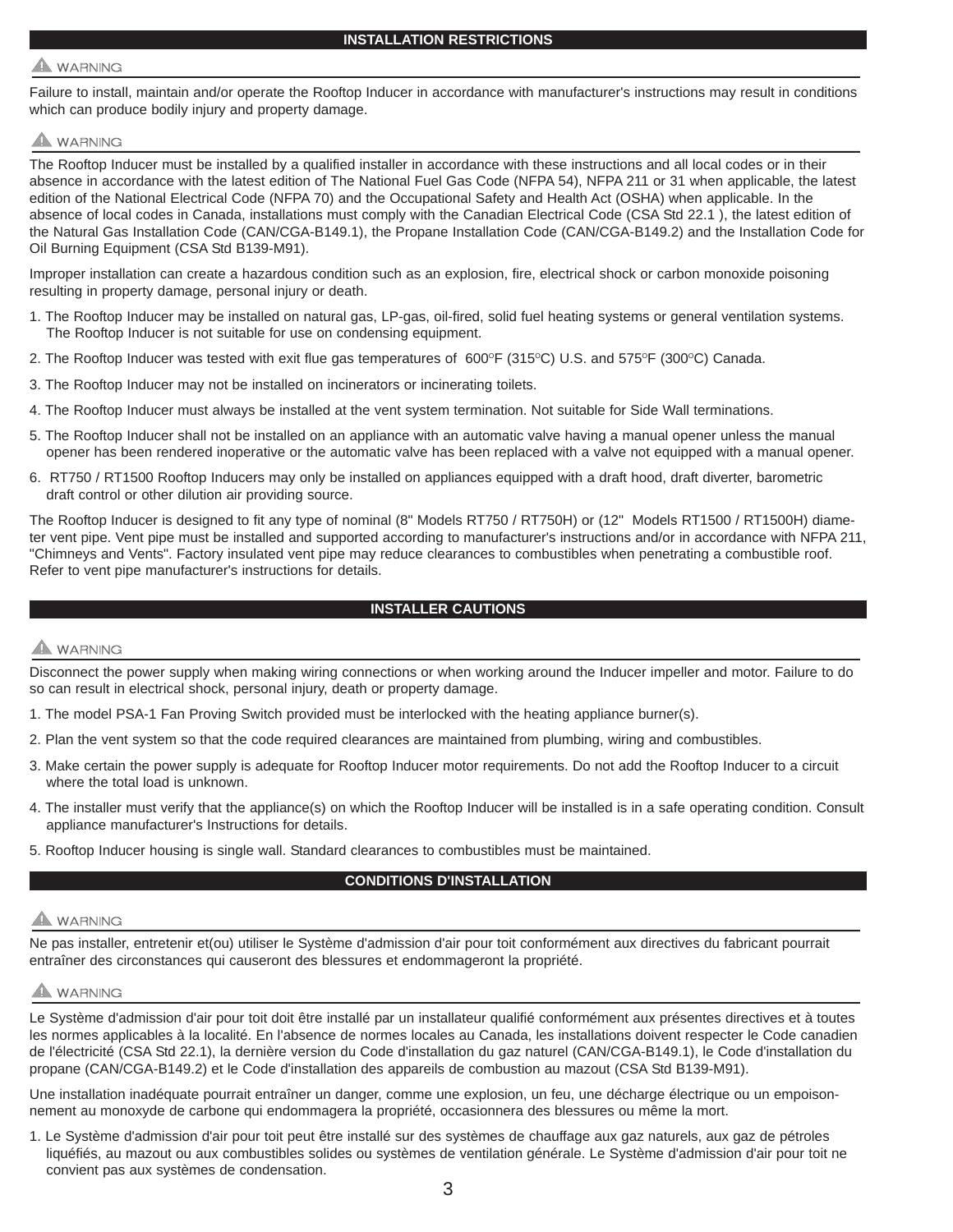## INSTALLATION RESTRICTIONS

⚠ WARNING

Failure to install, maintain and/or operate the Rooftop Inducer in accordance with manufacturer's instructions may result in conditions which can produce bodily injury and property damage.

⚠ WARNING

The Rooftop Inducer must be installed by a qualified installer in accordance with these instructions and all local codes or in their absence in accordance with the latest edition of The National Fuel Gas Code (NFPA 54), NFPA 211 or 31 when applicable, the latest edition of the National Electrical Code (NFPA 70) and the Occupational Safety and Health Act (OSHA) when applicable. In the absence of local codes in Canada, installations must comply with the Canadian Electrical Code (CSA Std 22.1 ), the latest edition of the Natural Gas Installation Code (CAN/CGA-B149.1), the Propane Installation Code (CAN/CGA-B149.2) and the Installation Code for Oil Burning Equipment (CSA Std B139-M91).

Improper installation can create a hazardous condition such as an explosion, fire, electrical shock or carbon monoxide poisoning resulting in property damage, personal injury or death.

1. The Rooftop Inducer may be installed on natural gas, LP-gas, oil-fired, solid fuel heating systems or general ventilation systems. The Rooftop Inducer is not suitable for use on condensing equipment.
2. The Rooftop Inducer was tested with exit flue gas temperatures of 600°F (315°C) U.S. and 575°F (300°C) Canada.
3. The Rooftop Inducer may not be installed on incinerators or incinerating toilets.
4. The Rooftop Inducer must always be installed at the vent system termination. Not suitable for Side Wall terminations.
5. The Rooftop Inducer shall not be installed on an appliance with an automatic valve having a manual opener unless the manual opener has been rendered inoperative or the automatic valve has been replaced with a valve not equipped with a manual opener.
6. RT750 / RT1500 Rooftop Inducers may only be installed on appliances equipped with a draft hood, draft diverter, barometric draft control or other dilution air providing source.

The Rooftop Inducer is designed to fit any type of nominal (8" Models RT750 / RT750H) or (12" Models RT1500 / RT1500H) diameter vent pipe. Vent pipe must be installed and supported according to manufacturer's instructions and/or in accordance with NFPA 211, "Chimneys and Vents". Factory insulated vent pipe may reduce clearances to combustibles when penetrating a combustible roof. Refer to vent pipe manufacturer's instructions for details.

## INSTALLER CAUTIONS

⚠ WARNING

Disconnect the power supply when making wiring connections or when working around the Inducer impeller and motor. Failure to do so can result in electrical shock, personal injury, death or property damage.

1. The model PSA-1 Fan Proving Switch provided must be interlocked with the heating appliance burner(s).
2. Plan the vent system so that the code required clearances are maintained from plumbing, wiring and combustibles.
3. Make certain the power supply is adequate for Rooftop Inducer motor requirements. Do not add the Rooftop Inducer to a circuit where the total load is unknown.
4. The installer must verify that the appliance(s) on which the Rooftop Inducer will be installed is in a safe operating condition. Consult appliance manufacturer's Instructions for details.
5. Rooftop Inducer housing is single wall. Standard clearances to combustibles must be maintained.

## CONDITIONS D'INSTALLATION

⚠ WARNING

Ne pas installer, entretenir et(ou) utiliser le Système d'admission d'air pour toit conformément aux directives du fabricant pourrait entraîner des circonstances qui causeront des blessures et endommageront la propriété.

⚠ WARNING

Le Système d'admission d'air pour toit doit être installé par un installateur qualifié conformément aux présentes directives et à toutes les normes applicables à la localité. En l'absence de normes locales au Canada, les installations doivent respecter le Code canadien de l'électricité (CSA Std 22.1), la dernière version du Code d'installation du gaz naturel (CAN/CGA-B149.1), le Code d'installation du propane (CAN/CGA-B149.2) et le Code d'installation des appareils de combustion au mazout (CSA Std B139-M91).

Une installation inadéquate pourrait entraîner un danger, comme une explosion, un feu, une décharge électrique ou un empoisonnement au monoxyde de carbone qui endommagera la propriété, occasionnera des blessures ou même la mort.

1. Le Système d'admission d'air pour toit peut être installé sur des systèmes de chauffage aux gaz naturels, aux gaz de pétroles liquéfiés, au mazout ou aux combustibles solides ou systèmes de ventilation générale. Le Système d'admission d'air pour toit ne convient pas aux systèmes de condensation.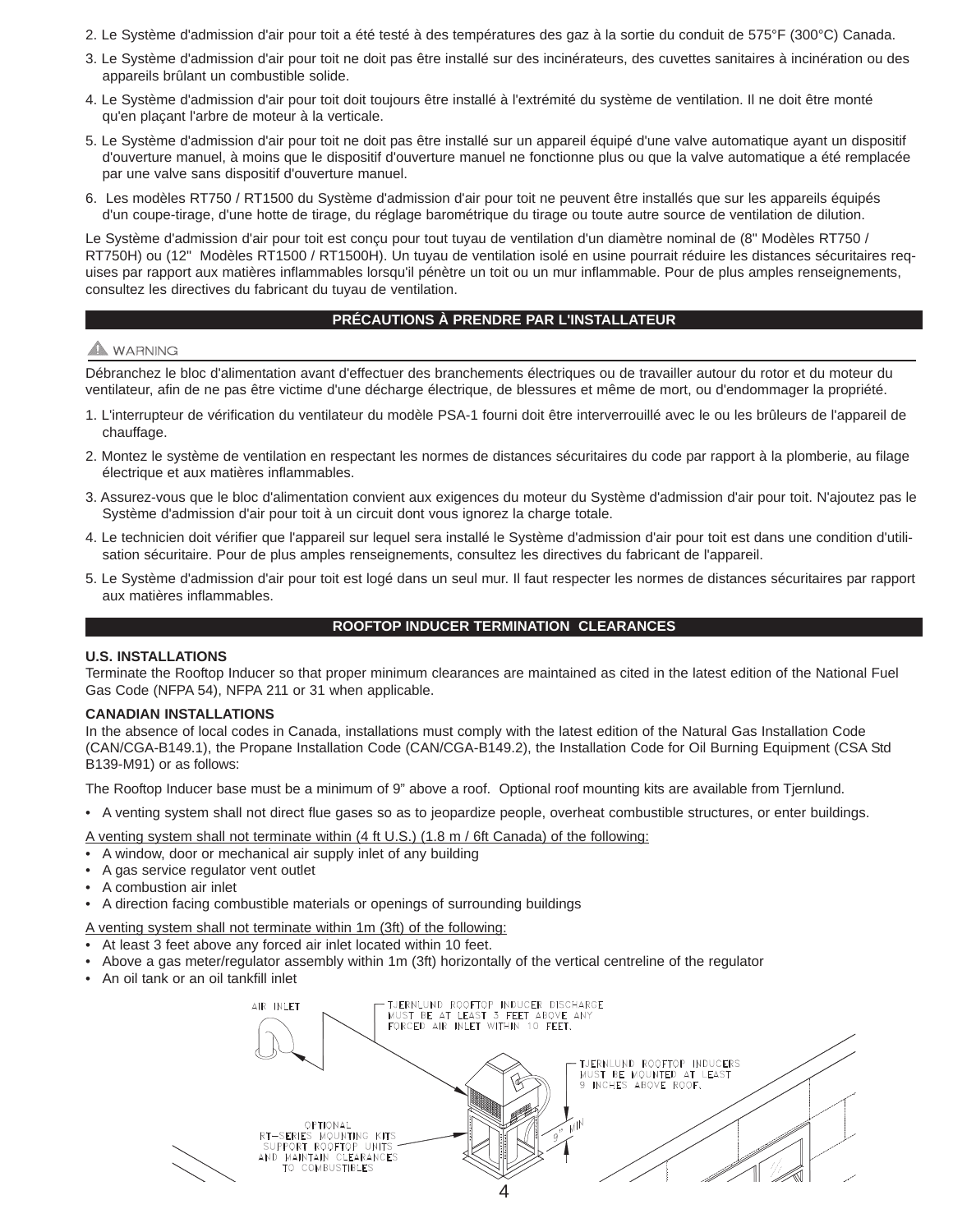2. Le Système d'admission d'air pour toit a été testé à des températures des gaz à la sortie du conduit de 575°F (300°C) Canada.

3. Le Système d'admission d'air pour toit ne doit pas être installé sur des incinérateurs, des cuvettes sanitaires à incinération ou des appareils brûlant un combustible solide.

4. Le Système d'admission d'air pour toit doit toujours être installé à l'extrémité du système de ventilation. Il ne doit être monté qu'en plaçant l'arbre de moteur à la verticale.

5. Le Système d'admission d'air pour toit ne doit pas être installé sur un appareil équipé d'une valve automatique ayant un dispositif d'ouverture manuel, à moins que le dispositif d'ouverture manuel ne fonctionne plus ou que la valve automatique a été remplacée par une valve sans dispositif d'ouverture manuel.

6. Les modèles RT750 / RT1500 du Système d'admission d'air pour toit ne peuvent être installés que sur les appareils équipés d'un coupe-tirage, d'une hotte de tirage, du réglage barométrique du tirage ou toute autre source de ventilation de dilution.

Le Système d'admission d'air pour toit est conçu pour tout tuyau de ventilation d'un diamètre nominal de (8" Modèles RT750 / RT750H) ou (12" Modèles RT1500 / RT1500H). Un tuyau de ventilation isolé en usine pourrait réduire les distances sécuritaires requises par rapport aux matières inflammables lorsqu'il pénètre un toit ou un mur inflammable. Pour de plus amples renseignements, consultez les directives du fabricant du tuyau de ventilation.

## PRÉCAUTIONS À PRENDRE PAR L'INSTALLATEUR

**⚠ WARNING**

Débranchez le bloc d'alimentation avant d'effectuer des branchements électriques ou de travailler autour du rotor et du moteur du ventilateur, afin de ne pas être victime d'une décharge électrique, de blessures et même de mort, ou d'endommager la propriété.

1. L'interrupteur de vérification du ventilateur du modèle PSA-1 fourni doit être interverrouillé avec le ou les brûleurs de l'appareil de chauffage.

2. Montez le système de ventilation en respectant les normes de distances sécuritaires du code par rapport à la plomberie, au filage électrique et aux matières inflammables.

3. Assurez-vous que le bloc d'alimentation convient aux exigences du moteur du Système d'admission d'air pour toit. N'ajoutez pas le Système d'admission d'air pour toit à un circuit dont vous ignorez la charge totale.

4. Le technicien doit vérifier que l'appareil sur lequel sera installé le Système d'admission d'air pour toit est dans une condition d'utilisation sécuritaire. Pour de plus amples renseignements, consultez les directives du fabricant de l'appareil.

5. Le Système d'admission d'air pour toit est logé dans un seul mur. Il faut respecter les normes de distances sécuritaires par rapport aux matières inflammables.

## ROOFTOP INDUCER TERMINATION CLEARANCES

**U.S. INSTALLATIONS**

Terminate the Rooftop Inducer so that proper minimum clearances are maintained as cited in the latest edition of the National Fuel Gas Code (NFPA 54), NFPA 211 or 31 when applicable.

**CANADIAN INSTALLATIONS**

In the absence of local codes in Canada, installations must comply with the latest edition of the Natural Gas Installation Code (CAN/CGA-B149.1), the Propane Installation Code (CAN/CGA-B149.2), the Installation Code for Oil Burning Equipment (CSA Std B139-M91) or as follows:

The Rooftop Inducer base must be a minimum of 9" above a roof. Optional roof mounting kits are available from Tjernlund.

- A venting system shall not direct flue gases so as to jeopardize people, overheat combustible structures, or enter buildings.

<u>A venting system shall not terminate within (4 ft U.S.) (1.8 m / 6ft Canada) of the following:</u>

- A window, door or mechanical air supply inlet of any building
- A gas service regulator vent outlet
- A combustion air inlet
- A direction facing combustible materials or openings of surrounding buildings

<u>A venting system shall not terminate within 1m (3ft) of the following:</u>

- At least 3 feet above any forced air inlet located within 10 feet.
- Above a gas meter/regulator assembly within 1m (3ft) horizontally of the vertical centreline of the regulator
- An oil tank or an oil tankfill inlet

AIR INLET

TJERNLUND ROOFTOP INDUCER DISCHARGE MUST BE AT LEAST 3 FEET ABOVE ANY FORCED AIR INLET WITHIN 10 FEET.

TJERNLUND ROOFTOP INDUCERS MUST BE MOUNTED AT LEAST 9 INCHES ABOVE ROOF.

OPTIONAL RT-SERIES MOUNTING KITS SUPPORT ROOFTOP UNITS AND MAINTAIN CLEARANCES TO COMBUSTIBLES

9" MIN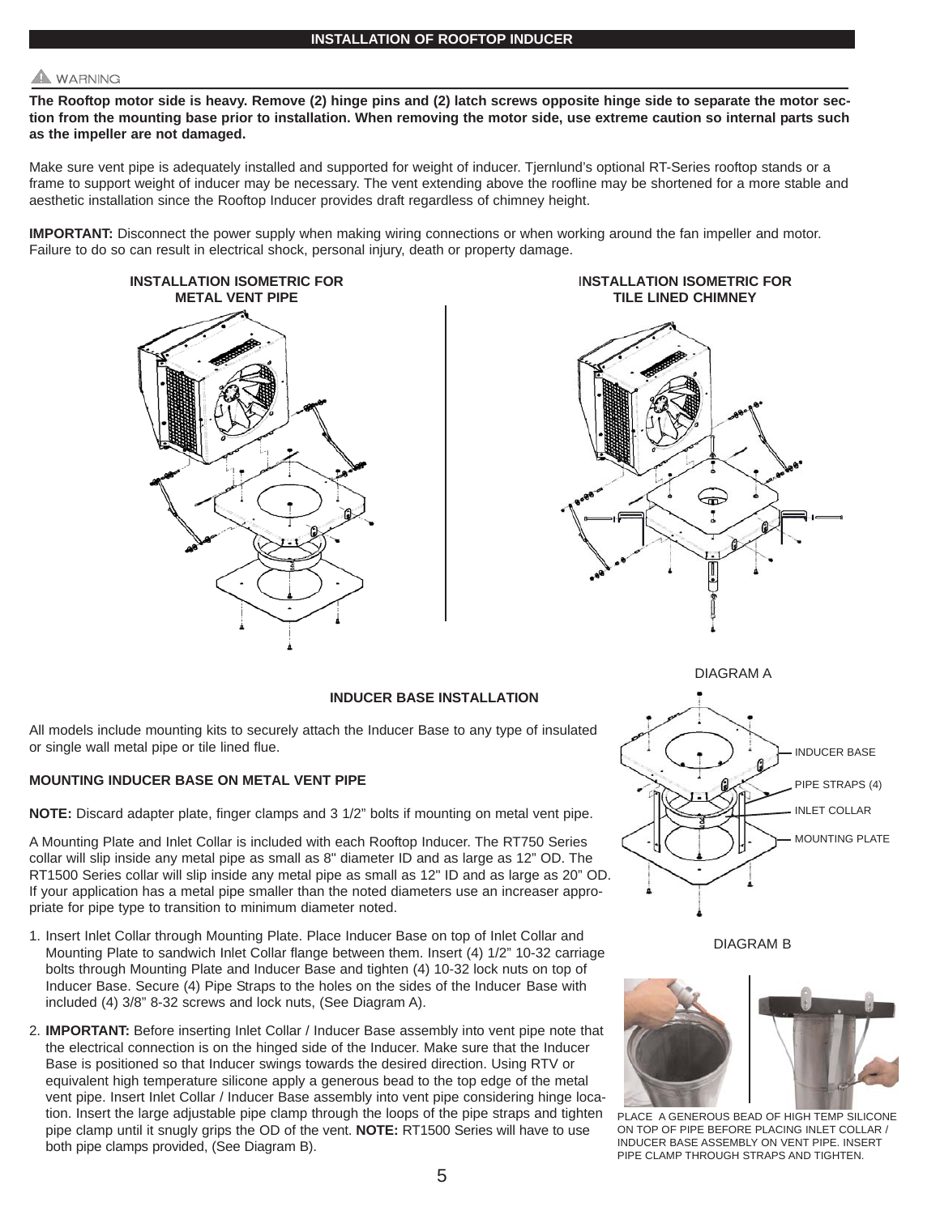## INSTALLATION OF ROOFTOP INDUCER

⚠ WARNING

**The Rooftop motor side is heavy. Remove (2) hinge pins and (2) latch screws opposite hinge side to separate the motor section from the mounting base prior to installation. When removing the motor side, use extreme caution so internal parts such as the impeller are not damaged.**

Make sure vent pipe is adequately installed and supported for weight of inducer. Tjernlund's optional RT-Series rooftop stands or a frame to support weight of inducer may be necessary. The vent extending above the roofline may be shortened for a more stable and aesthetic installation since the Rooftop Inducer provides draft regardless of chimney height.

**IMPORTANT:** Disconnect the power supply when making wiring connections or when working around the fan impeller and motor. Failure to do so can result in electrical shock, personal injury, death or property damage.

**INSTALLATION ISOMETRIC FOR METAL VENT PIPE**

**INSTALLATION ISOMETRIC FOR TILE LINED CHIMNEY**

### INDUCER BASE INSTALLATION

All models include mounting kits to securely attach the Inducer Base to any type of insulated or single wall metal pipe or tile lined flue.

#### MOUNTING INDUCER BASE ON METAL VENT PIPE

**NOTE:** Discard adapter plate, finger clamps and 3 1/2" bolts if mounting on metal vent pipe.

A Mounting Plate and Inlet Collar is included with each Rooftop Inducer. The RT750 Series collar will slip inside any metal pipe as small as 8" diameter ID and as large as 12" OD. The RT1500 Series collar will slip inside any metal pipe as small as 12" ID and as large as 20" OD. If your application has a metal pipe smaller than the noted diameters use an increaser appropriate for pipe type to transition to minimum diameter noted.

1. Insert Inlet Collar through Mounting Plate. Place Inducer Base on top of Inlet Collar and Mounting Plate to sandwich Inlet Collar flange between them. Insert (4) 1/2" 10-32 carriage bolts through Mounting Plate and Inducer Base and tighten (4) 10-32 lock nuts on top of Inducer Base. Secure (4) Pipe Straps to the holes on the sides of the Inducer Base with included (4) 3/8" 8-32 screws and lock nuts, (See Diagram A).
2. **IMPORTANT:** Before inserting Inlet Collar / Inducer Base assembly into vent pipe note that the electrical connection is on the hinged side of the Inducer. Make sure that the Inducer Base is positioned so that Inducer swings towards the desired direction. Using RTV or equivalent high temperature silicone apply a generous bead to the top edge of the metal vent pipe. Insert Inlet Collar / Inducer Base assembly into vent pipe considering hinge location. Insert the large adjustable pipe clamp through the loops of the pipe straps and tighten pipe clamp until it snugly grips the OD of the vent. **NOTE:** RT1500 Series will have to use both pipe clamps provided, (See Diagram B).

DIAGRAM A

INDUCER BASE
PIPE STRAPS (4)
INLET COLLAR
MOUNTING PLATE

DIAGRAM B

PLACE A GENEROUS BEAD OF HIGH TEMP SILICONE ON TOP OF PIPE BEFORE PLACING INLET COLLAR / INDUCER BASE ASSEMBLY ON VENT PIPE. INSERT PIPE CLAMP THROUGH STRAPS AND TIGHTEN.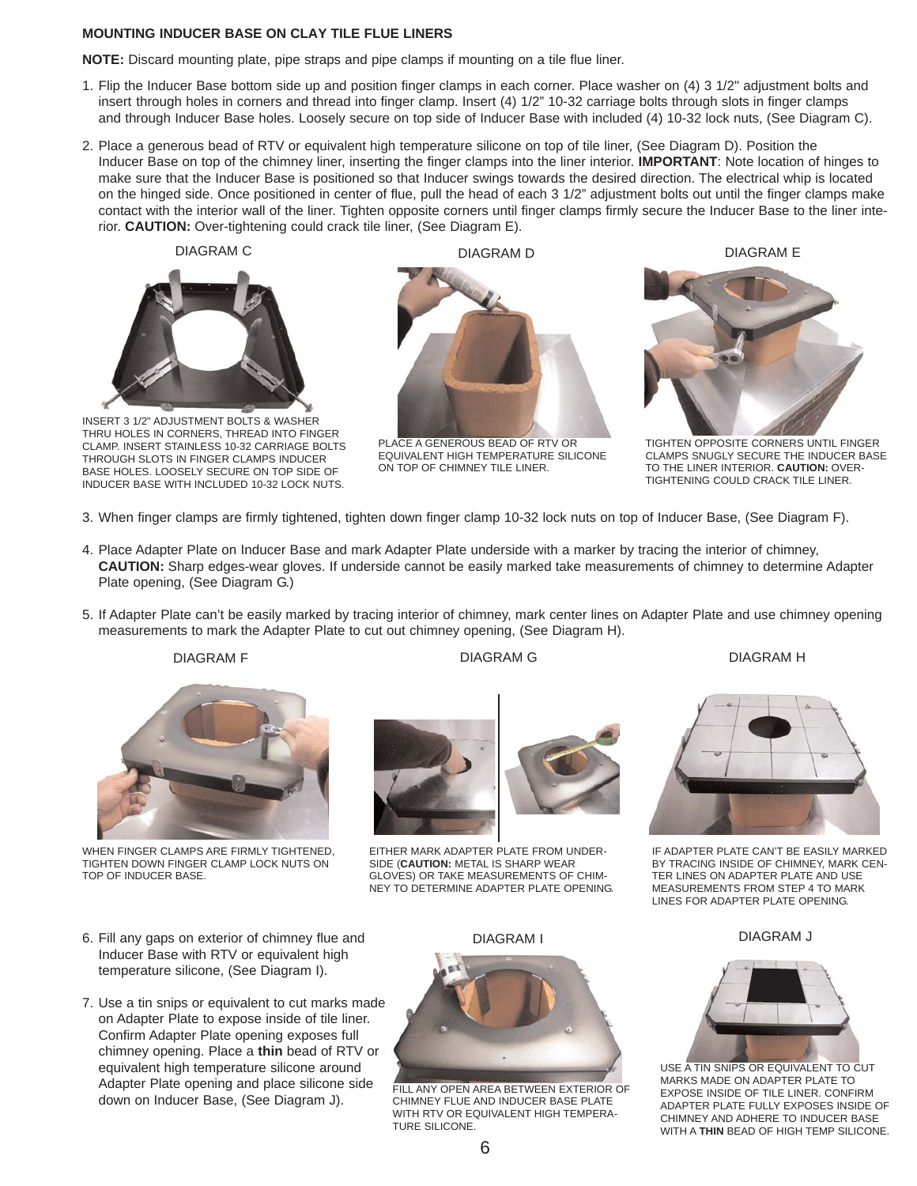### MOUNTING INDUCER BASE ON CLAY TILE FLUE LINERS

**NOTE:** Discard mounting plate, pipe straps and pipe clamps if mounting on a tile flue liner.

1. Flip the Inducer Base bottom side up and position finger clamps in each corner. Place washer on (4) 3 1/2" adjustment bolts and insert through holes in corners and thread into finger clamp. Insert (4) 1/2" 10-32 carriage bolts through slots in finger clamps and through Inducer Base holes. Loosely secure on top side of Inducer Base with included (4) 10-32 lock nuts, (See Diagram C).

2. Place a generous bead of RTV or equivalent high temperature silicone on top of tile liner, (See Diagram D). Position the Inducer Base on top of the chimney liner, inserting the finger clamps into the liner interior. **IMPORTANT**: Note location of hinges to make sure that the Inducer Base is positioned so that Inducer swings towards the desired direction. The electrical whip is located on the hinged side. Once positioned in center of flue, pull the head of each 3 1/2" adjustment bolts out until the finger clamps make contact with the interior wall of the liner. Tighten opposite corners until finger clamps firmly secure the Inducer Base to the liner interior. **CAUTION:** Over-tightening could crack tile liner, (See Diagram E).

DIAGRAM C

INSERT 3 1/2" ADJUSTMENT BOLTS & WASHER THRU HOLES IN CORNERS, THREAD INTO FINGER CLAMP. INSERT STAINLESS 10-32 CARRIAGE BOLTS THROUGH SLOTS IN FINGER CLAMPS INDUCER BASE HOLES. LOOSELY SECURE ON TOP SIDE OF INDUCER BASE WITH INCLUDED 10-32 LOCK NUTS.

DIAGRAM D

PLACE A GENEROUS BEAD OF RTV OR EQUIVALENT HIGH TEMPERATURE SILICONE ON TOP OF CHIMNEY TILE LINER.

DIAGRAM E

TIGHTEN OPPOSITE CORNERS UNTIL FINGER CLAMPS SNUGLY SECURE THE INDUCER BASE TO THE LINER INTERIOR. **CAUTION:** OVER-TIGHTENING COULD CRACK TILE LINER.

3. When finger clamps are firmly tightened, tighten down finger clamp 10-32 lock nuts on top of Inducer Base, (See Diagram F).

4. Place Adapter Plate on Inducer Base and mark Adapter Plate underside with a marker by tracing the interior of chimney, **CAUTION:** Sharp edges-wear gloves. If underside cannot be easily marked take measurements of chimney to determine Adapter Plate opening, (See Diagram G.)

5. If Adapter Plate can't be easily marked by tracing interior of chimney, mark center lines on Adapter Plate and use chimney opening measurements to mark the Adapter Plate to cut out chimney opening, (See Diagram H).

DIAGRAM F

WHEN FINGER CLAMPS ARE FIRMLY TIGHTENED, TIGHTEN DOWN FINGER CLAMP LOCK NUTS ON TOP OF INDUCER BASE.

DIAGRAM G

EITHER MARK ADAPTER PLATE FROM UNDERSIDE (**CAUTION:** METAL IS SHARP WEAR GLOVES) OR TAKE MEASUREMENTS OF CHIMNEY TO DETERMINE ADAPTER PLATE OPENING.

DIAGRAM H

IF ADAPTER PLATE CAN'T BE EASILY MARKED BY TRACING INSIDE OF CHIMNEY, MARK CENTER LINES ON ADAPTER PLATE AND USE MEASUREMENTS FROM STEP 4 TO MARK LINES FOR ADAPTER PLATE OPENING.

6. Fill any gaps on exterior of chimney flue and Inducer Base with RTV or equivalent high temperature silicone, (See Diagram I).

7. Use a tin snips or equivalent to cut marks made on Adapter Plate to expose inside of tile liner. Confirm Adapter Plate opening exposes full chimney opening. Place a **thin** bead of RTV or equivalent high temperature silicone around Adapter Plate opening and place silicone side down on Inducer Base, (See Diagram J).

DIAGRAM I

FILL ANY OPEN AREA BETWEEN EXTERIOR OF CHIMNEY FLUE AND INDUCER BASE PLATE WITH RTV OR EQUIVALENT HIGH TEMPERATURE SILICONE.

DIAGRAM J

USE A TIN SNIPS OR EQUIVALENT TO CUT MARKS MADE ON ADAPTER PLATE TO EXPOSE INSIDE OF TILE LINER. CONFIRM ADAPTER PLATE FULLY EXPOSES INSIDE OF CHIMNEY AND ADHERE TO INDUCER BASE WITH A **THIN** BEAD OF HIGH TEMP SILICONE.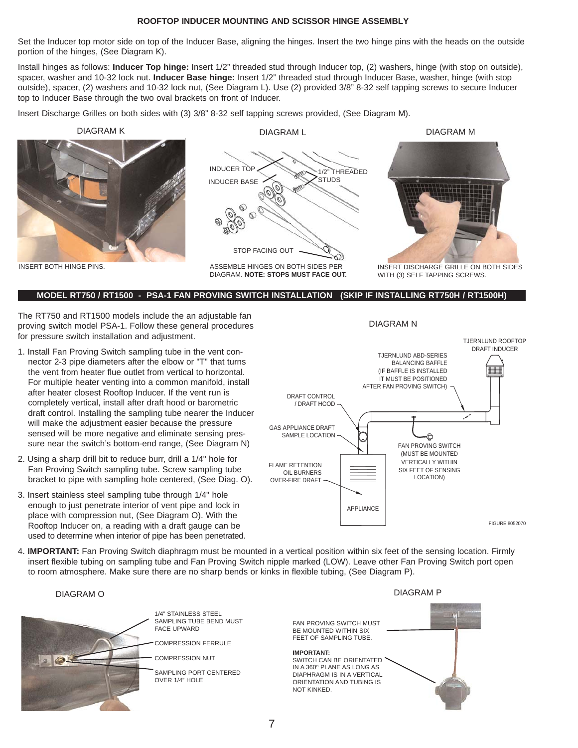## ROOFTOP INDUCER MOUNTING AND SCISSOR HINGE ASSEMBLY

Set the Inducer top motor side on top of the Inducer Base, aligning the hinges. Insert the two hinge pins with the heads on the outside portion of the hinges, (See Diagram K).

Install hinges as follows: **Inducer Top hinge:** Insert 1/2" threaded stud through Inducer top, (2) washers, hinge (with stop on outside), spacer, washer and 10-32 lock nut. **Inducer Base hinge:** Insert 1/2" threaded stud through Inducer Base, washer, hinge (with stop outside), spacer, (2) washers and 10-32 lock nut, (See Diagram L). Use (2) provided 3/8" 8-32 self tapping screws to secure Inducer top to Inducer Base through the two oval brackets on front of Inducer.

Insert Discharge Grilles on both sides with (3) 3/8" 8-32 self tapping screws provided, (See Diagram M).

DIAGRAM K

INSERT BOTH HINGE PINS.

DIAGRAM L

INDUCER TOP

INDUCER BASE

1/2" THREADED STUDS

STOP FACING OUT

ASSEMBLE HINGES ON BOTH SIDES PER DIAGRAM. **NOTE: STOPS MUST FACE OUT.**

DIAGRAM M

INSERT DISCHARGE GRILLE ON BOTH SIDES WITH (3) SELF TAPPING SCREWS.

## MODEL RT750 / RT1500 - PSA-1 FAN PROVING SWITCH INSTALLATION (SKIP IF INSTALLING RT750H / RT1500H)

The RT750 and RT1500 models include the an adjustable fan proving switch model PSA-1. Follow these general procedures for pressure switch installation and adjustment.

1. Install Fan Proving Switch sampling tube in the vent connector 2-3 pipe diameters after the elbow or "T" that turns the vent from heater flue outlet from vertical to horizontal. For multiple heater venting into a common manifold, install after heater closest Rooftop Inducer. If the vent run is completely vertical, install after draft hood or barometric draft control. Installing the sampling tube nearer the Inducer will make the adjustment easier because the pressure sensed will be more negative and eliminate sensing pressure near the switch's bottom-end range, (See Diagram N)
2. Using a sharp drill bit to reduce burr, drill a 1/4" hole for Fan Proving Switch sampling tube. Screw sampling tube bracket to pipe with sampling hole centered, (See Diag. O).
3. Insert stainless steel sampling tube through 1/4" hole enough to just penetrate interior of vent pipe and lock in place with compression nut, (See Diagram O). With the Rooftop Inducer on, a reading with a draft gauge can be used to determine when interior of pipe has been penetrated.
4. **IMPORTANT:** Fan Proving Switch diaphragm must be mounted in a vertical position within six feet of the sensing location. Firmly insert flexible tubing on sampling tube and Fan Proving Switch nipple marked (LOW). Leave other Fan Proving Switch port open to room atmosphere. Make sure there are no sharp bends or kinks in flexible tubing, (See Diagram P).

DIAGRAM N

TJERNLUND ROOFTOP DRAFT INDUCER

TJERNLUND ABD-SERIES BALANCING BAFFLE (IF BAFFLE IS INSTALLED IT MUST BE POSITIONED AFTER FAN PROVING SWITCH)

DRAFT CONTROL / DRAFT HOOD

GAS APPLIANCE DRAFT SAMPLE LOCATION

FLAME RETENTION OIL BURNERS OVER-FIRE DRAFT

FAN PROVING SWITCH (MUST BE MOUNTED VERTICALLY WITHIN SIX FEET OF SENSING LOCATION)

APPLIANCE

FIGURE 8052070

DIAGRAM O

1/4" STAINLESS STEEL SAMPLING TUBE BEND MUST FACE UPWARD

COMPRESSION FERRULE

COMPRESSION NUT

SAMPLING PORT CENTERED OVER 1/4" HOLE

DIAGRAM P

FAN PROVING SWITCH MUST BE MOUNTED WITHIN SIX FEET OF SAMPLING TUBE.

**IMPORTANT:**
SWITCH CAN BE ORIENTATED IN A 360° PLANE AS LONG AS DIAPHRAGM IS IN A VERTICAL ORIENTATION AND TUBING IS NOT KINKED.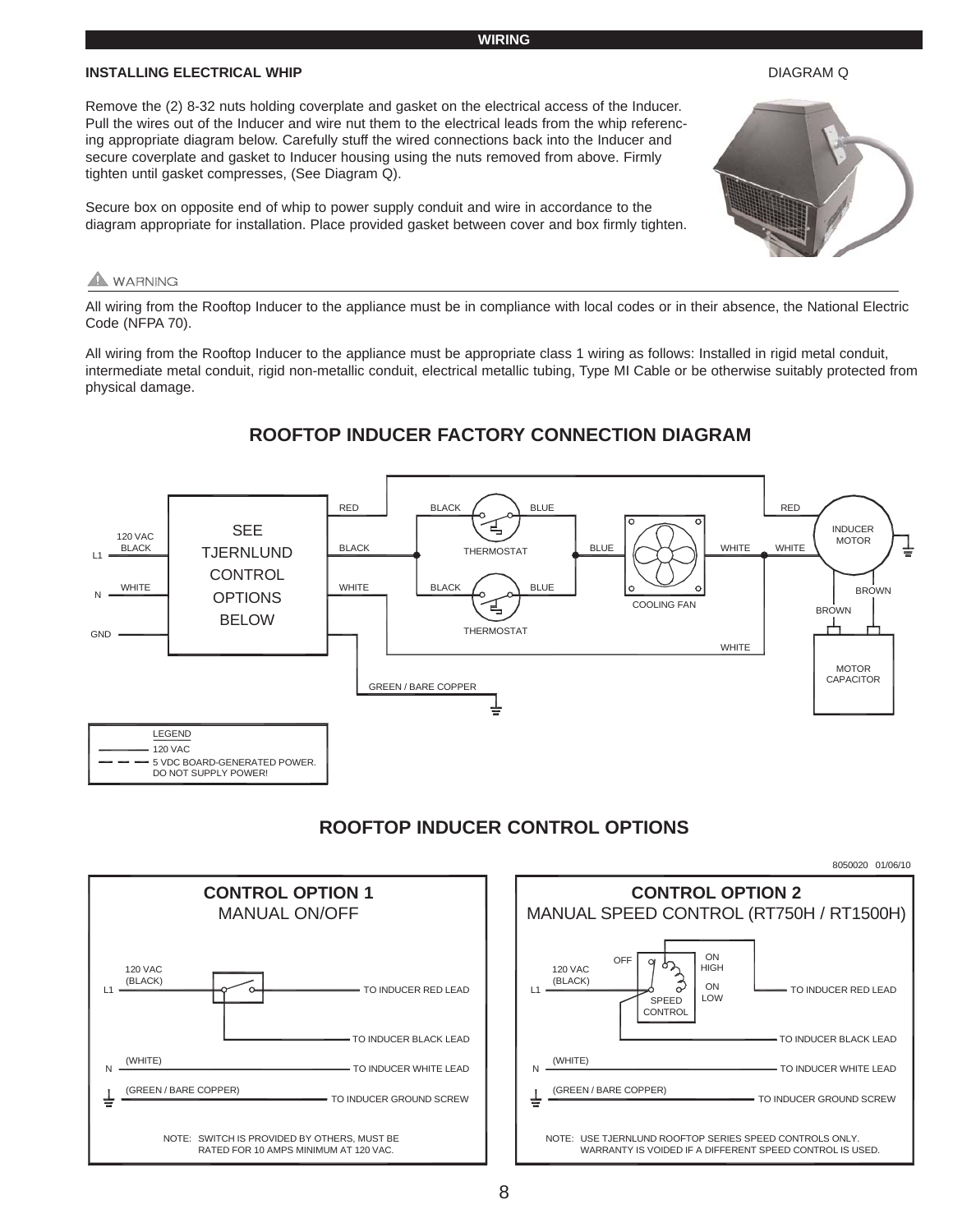## WIRING

### INSTALLING ELECTRICAL WHIP

DIAGRAM Q

Remove the (2) 8-32 nuts holding coverplate and gasket on the electrical access of the Inducer. Pull the wires out of the Inducer and wire nut them to the electrical leads from the whip referencing appropriate diagram below. Carefully stuff the wired connections back into the Inducer and secure coverplate and gasket to Inducer housing using the nuts removed from above. Firmly tighten until gasket compresses, (See Diagram Q).

Secure box on opposite end of whip to power supply conduit and wire in accordance to the diagram appropriate for installation. Place provided gasket between cover and box firmly tighten.

**⚠ WARNING**

All wiring from the Rooftop Inducer to the appliance must be in compliance with local codes or in their absence, the National Electric Code (NFPA 70).

All wiring from the Rooftop Inducer to the appliance must be appropriate class 1 wiring as follows: Installed in rigid metal conduit, intermediate metal conduit, rigid non-metallic conduit, electrical metallic tubing, Type MI Cable or be otherwise suitably protected from physical damage.

## ROOFTOP INDUCER FACTORY CONNECTION DIAGRAM

L1 120 VAC BLACK — SEE TJERNLUND CONTROL OPTIONS BELOW — RED, BLACK, WHITE

N WHITE

GND — GREEN / BARE COPPER

BLACK — THERMOSTAT — BLUE

BLACK — THERMOSTAT — BLUE

BLUE — COOLING FAN — WHITE

RED — INDUCER MOTOR — WHITE — WHITE

BROWN — BROWN — MOTOR CAPACITOR

LEGEND
- 120 VAC
- 5 VDC BOARD-GENERATED POWER. DO NOT SUPPLY POWER!

## ROOFTOP INDUCER CONTROL OPTIONS

8050020 01/06/10

### CONTROL OPTION 1
MANUAL ON/OFF

- L1 120 VAC (BLACK) — switch — TO INDUCER RED LEAD
- TO INDUCER BLACK LEAD
- N (WHITE) — TO INDUCER WHITE LEAD
- (GREEN / BARE COPPER) — TO INDUCER GROUND SCREW

NOTE: SWITCH IS PROVIDED BY OTHERS, MUST BE RATED FOR 10 AMPS MINIMUM AT 120 VAC.

### CONTROL OPTION 2
MANUAL SPEED CONTROL (RT750H / RT1500H)

- L1 120 VAC (BLACK) — SPEED CONTROL (OFF / ON HIGH / ON LOW) — TO INDUCER RED LEAD
- TO INDUCER BLACK LEAD
- N (WHITE) — TO INDUCER WHITE LEAD
- (GREEN / BARE COPPER) — TO INDUCER GROUND SCREW

NOTE: USE TJERNLUND ROOFTOP SERIES SPEED CONTROLS ONLY. WARRANTY IS VOIDED IF A DIFFERENT SPEED CONTROL IS USED.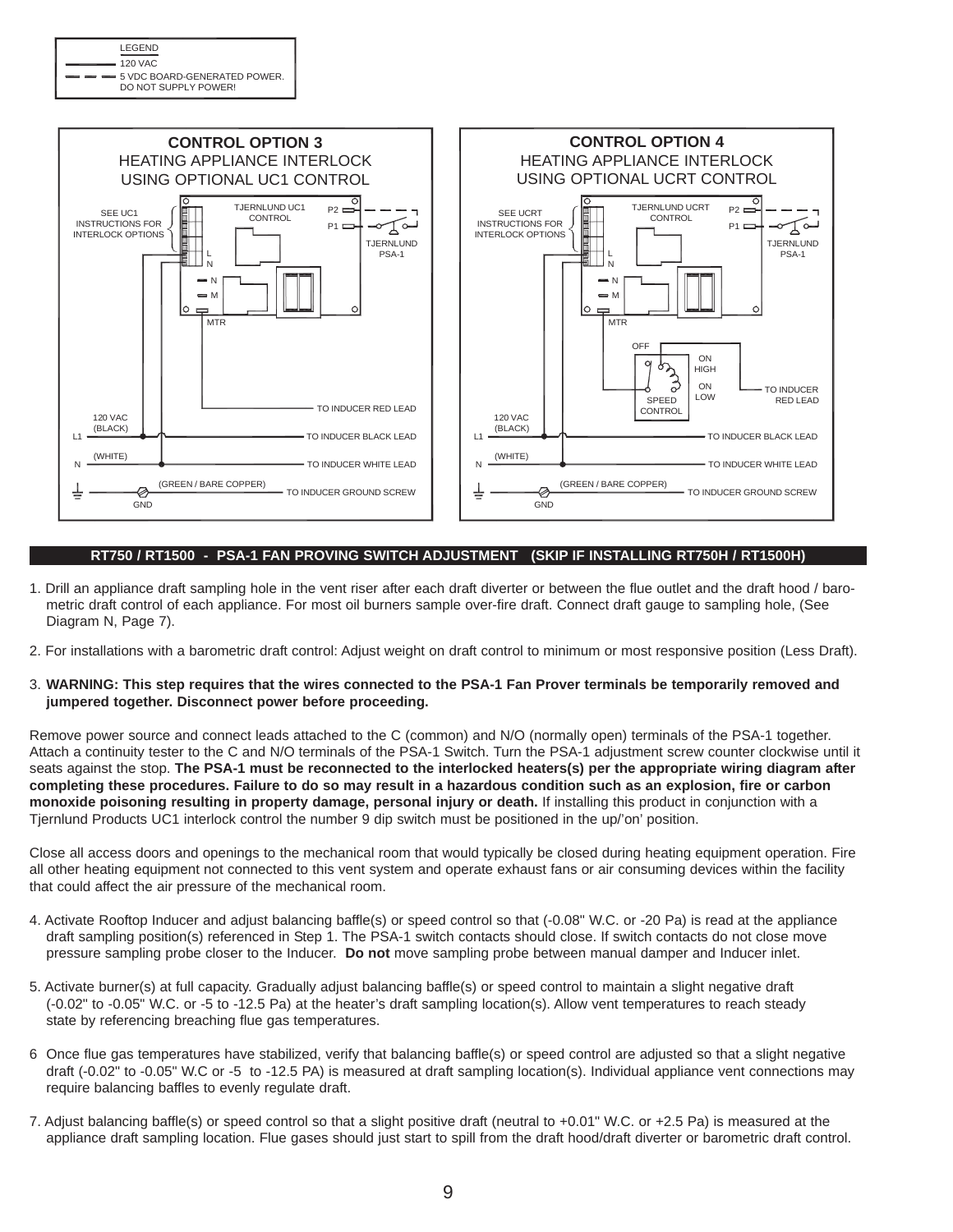LEGEND

120 VAC

5 VDC BOARD-GENERATED POWER. DO NOT SUPPLY POWER!

**CONTROL OPTION 3**
HEATING APPLIANCE INTERLOCK USING OPTIONAL UC1 CONTROL

SEE UC1 INSTRUCTIONS FOR INTERLOCK OPTIONS

TJERNLUND UC1 CONTROL

P2

P1

TJERNLUND PSA-1

L

N

N

M

MTR

TO INDUCER RED LEAD

120 VAC (BLACK)

L1

TO INDUCER BLACK LEAD

N (WHITE)

TO INDUCER WHITE LEAD

(GREEN / BARE COPPER)

TO INDUCER GROUND SCREW

GND

**CONTROL OPTION 4**
HEATING APPLIANCE INTERLOCK USING OPTIONAL UCRT CONTROL

SEE UCRT INSTRUCTIONS FOR INTERLOCK OPTIONS

TJERNLUND UCRT CONTROL

P2

P1

TJERNLUND PSA-1

L

N

N

M

MTR

OFF

ON HIGH

ON LOW

SPEED CONTROL

TO INDUCER RED LEAD

120 VAC (BLACK)

L1

TO INDUCER BLACK LEAD

N (WHITE)

TO INDUCER WHITE LEAD

(GREEN / BARE COPPER)

TO INDUCER GROUND SCREW

GND

## RT750 / RT1500 - PSA-1 FAN PROVING SWITCH ADJUSTMENT (SKIP IF INSTALLING RT750H / RT1500H)

1. Drill an appliance draft sampling hole in the vent riser after each draft diverter or between the flue outlet and the draft hood / barometric draft control of each appliance. For most oil burners sample over-fire draft. Connect draft gauge to sampling hole, (See Diagram N, Page 7).

2. For installations with a barometric draft control: Adjust weight on draft control to minimum or most responsive position (Less Draft).

3. **WARNING: This step requires that the wires connected to the PSA-1 Fan Prover terminals be temporarily removed and jumpered together. Disconnect power before proceeding.**

Remove power source and connect leads attached to the C (common) and N/O (normally open) terminals of the PSA-1 together. Attach a continuity tester to the C and N/O terminals of the PSA-1 Switch. Turn the PSA-1 adjustment screw counter clockwise until it seats against the stop. **The PSA-1 must be reconnected to the interlocked heaters(s) per the appropriate wiring diagram after completing these procedures. Failure to do so may result in a hazardous condition such as an explosion, fire or carbon monoxide poisoning resulting in property damage, personal injury or death.** If installing this product in conjunction with a Tjernlund Products UC1 interlock control the number 9 dip switch must be positioned in the up/'on' position.

Close all access doors and openings to the mechanical room that would typically be closed during heating equipment operation. Fire all other heating equipment not connected to this vent system and operate exhaust fans or air consuming devices within the facility that could affect the air pressure of the mechanical room.

4. Activate Rooftop Inducer and adjust balancing baffle(s) or speed control so that (-0.08" W.C. or -20 Pa) is read at the appliance draft sampling position(s) referenced in Step 1. The PSA-1 switch contacts should close. If switch contacts do not close move pressure sampling probe closer to the Inducer. **Do not** move sampling probe between manual damper and Inducer inlet.

5. Activate burner(s) at full capacity. Gradually adjust balancing baffle(s) or speed control to maintain a slight negative draft (-0.02" to -0.05" W.C. or -5 to -12.5 Pa) at the heater's draft sampling location(s). Allow vent temperatures to reach steady state by referencing breaching flue gas temperatures.

6. Once flue gas temperatures have stabilized, verify that balancing baffle(s) or speed control are adjusted so that a slight negative draft (-0.02" to -0.05" W.C or -5 to -12.5 PA) is measured at draft sampling location(s). Individual appliance vent connections may require balancing baffles to evenly regulate draft.

7. Adjust balancing baffle(s) or speed control so that a slight positive draft (neutral to +0.01" W.C. or +2.5 Pa) is measured at the appliance draft sampling location. Flue gases should just start to spill from the draft hood/draft diverter or barometric draft control.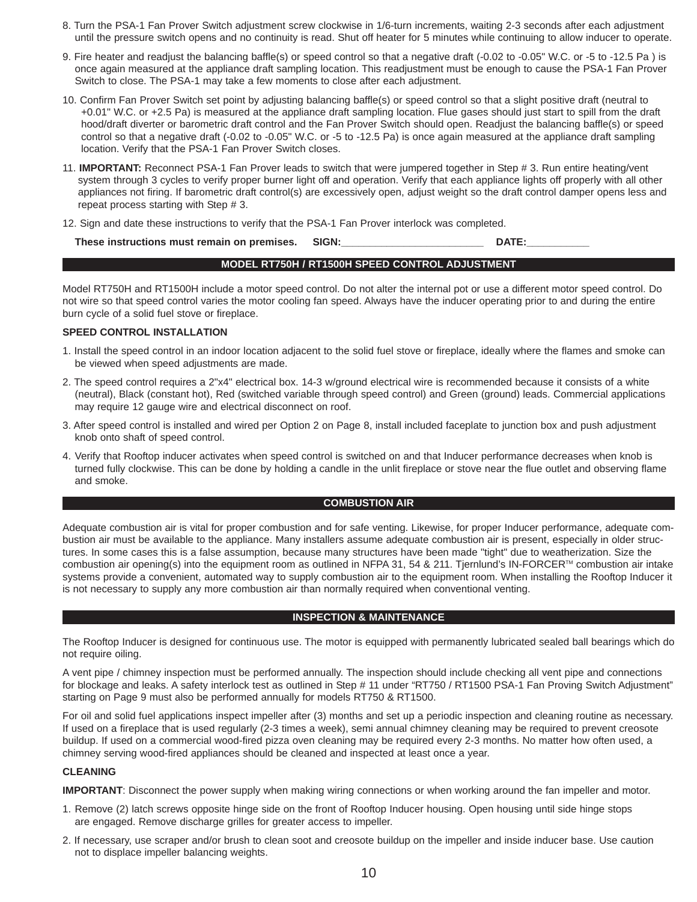8. Turn the PSA-1 Fan Prover Switch adjustment screw clockwise in 1/6-turn increments, waiting 2-3 seconds after each adjustment until the pressure switch opens and no continuity is read. Shut off heater for 5 minutes while continuing to allow inducer to operate.

9. Fire heater and readjust the balancing baffle(s) or speed control so that a negative draft (-0.02 to -0.05" W.C. or -5 to -12.5 Pa ) is once again measured at the appliance draft sampling location. This readjustment must be enough to cause the PSA-1 Fan Prover Switch to close. The PSA-1 may take a few moments to close after each adjustment.

10. Confirm Fan Prover Switch set point by adjusting balancing baffle(s) or speed control so that a slight positive draft (neutral to +0.01" W.C. or +2.5 Pa) is measured at the appliance draft sampling location. Flue gases should just start to spill from the draft hood/draft diverter or barometric draft control and the Fan Prover Switch should open. Readjust the balancing baffle(s) or speed control so that a negative draft (-0.02 to -0.05" W.C. or -5 to -12.5 Pa) is once again measured at the appliance draft sampling location. Verify that the PSA-1 Fan Prover Switch closes.

11. **IMPORTANT:** Reconnect PSA-1 Fan Prover leads to switch that were jumpered together in Step # 3. Run entire heating/vent system through 3 cycles to verify proper burner light off and operation. Verify that each appliance lights off properly with all other appliances not firing. If barometric draft control(s) are excessively open, adjust weight so the draft control damper opens less and repeat process starting with Step # 3.

12. Sign and date these instructions to verify that the PSA-1 Fan Prover interlock was completed.

**These instructions must remain on premises. SIGN:_________________________ DATE:___________**

## MODEL RT750H / RT1500H SPEED CONTROL ADJUSTMENT

Model RT750H and RT1500H include a motor speed control. Do not alter the internal pot or use a different motor speed control. Do not wire so that speed control varies the motor cooling fan speed. Always have the inducer operating prior to and during the entire burn cycle of a solid fuel stove or fireplace.

### SPEED CONTROL INSTALLATION

1. Install the speed control in an indoor location adjacent to the solid fuel stove or fireplace, ideally where the flames and smoke can be viewed when speed adjustments are made.
2. The speed control requires a 2"x4" electrical box. 14-3 w/ground electrical wire is recommended because it consists of a white (neutral), Black (constant hot), Red (switched variable through speed control) and Green (ground) leads. Commercial applications may require 12 gauge wire and electrical disconnect on roof.
3. After speed control is installed and wired per Option 2 on Page 8, install included faceplate to junction box and push adjustment knob onto shaft of speed control.
4. Verify that Rooftop inducer activates when speed control is switched on and that Inducer performance decreases when knob is turned fully clockwise. This can be done by holding a candle in the unlit fireplace or stove near the flue outlet and observing flame and smoke.

## COMBUSTION AIR

Adequate combustion air is vital for proper combustion and for safe venting. Likewise, for proper Inducer performance, adequate combustion air must be available to the appliance. Many installers assume adequate combustion air is present, especially in older structures. In some cases this is a false assumption, because many structures have been made "tight" due to weatherization. Size the combustion air opening(s) into the equipment room as outlined in NFPA 31, 54 & 211. Tjernlund's IN-FORCER™ combustion air intake systems provide a convenient, automated way to supply combustion air to the equipment room. When installing the Rooftop Inducer it is not necessary to supply any more combustion air than normally required when conventional venting.

## INSPECTION & MAINTENANCE

The Rooftop Inducer is designed for continuous use. The motor is equipped with permanently lubricated sealed ball bearings which do not require oiling.

A vent pipe / chimney inspection must be performed annually. The inspection should include checking all vent pipe and connections for blockage and leaks. A safety interlock test as outlined in Step # 11 under "RT750 / RT1500 PSA-1 Fan Proving Switch Adjustment" starting on Page 9 must also be performed annually for models RT750 & RT1500.

For oil and solid fuel applications inspect impeller after (3) months and set up a periodic inspection and cleaning routine as necessary. If used on a fireplace that is used regularly (2-3 times a week), semi annual chimney cleaning may be required to prevent creosote buildup. If used on a commercial wood-fired pizza oven cleaning may be required every 2-3 months. No matter how often used, a chimney serving wood-fired appliances should be cleaned and inspected at least once a year.

### CLEANING

**IMPORTANT**: Disconnect the power supply when making wiring connections or when working around the fan impeller and motor.

1. Remove (2) latch screws opposite hinge side on the front of Rooftop Inducer housing. Open housing until side hinge stops are engaged. Remove discharge grilles for greater access to impeller.
2. If necessary, use scraper and/or brush to clean soot and creosote buildup on the impeller and inside inducer base. Use caution not to displace impeller balancing weights.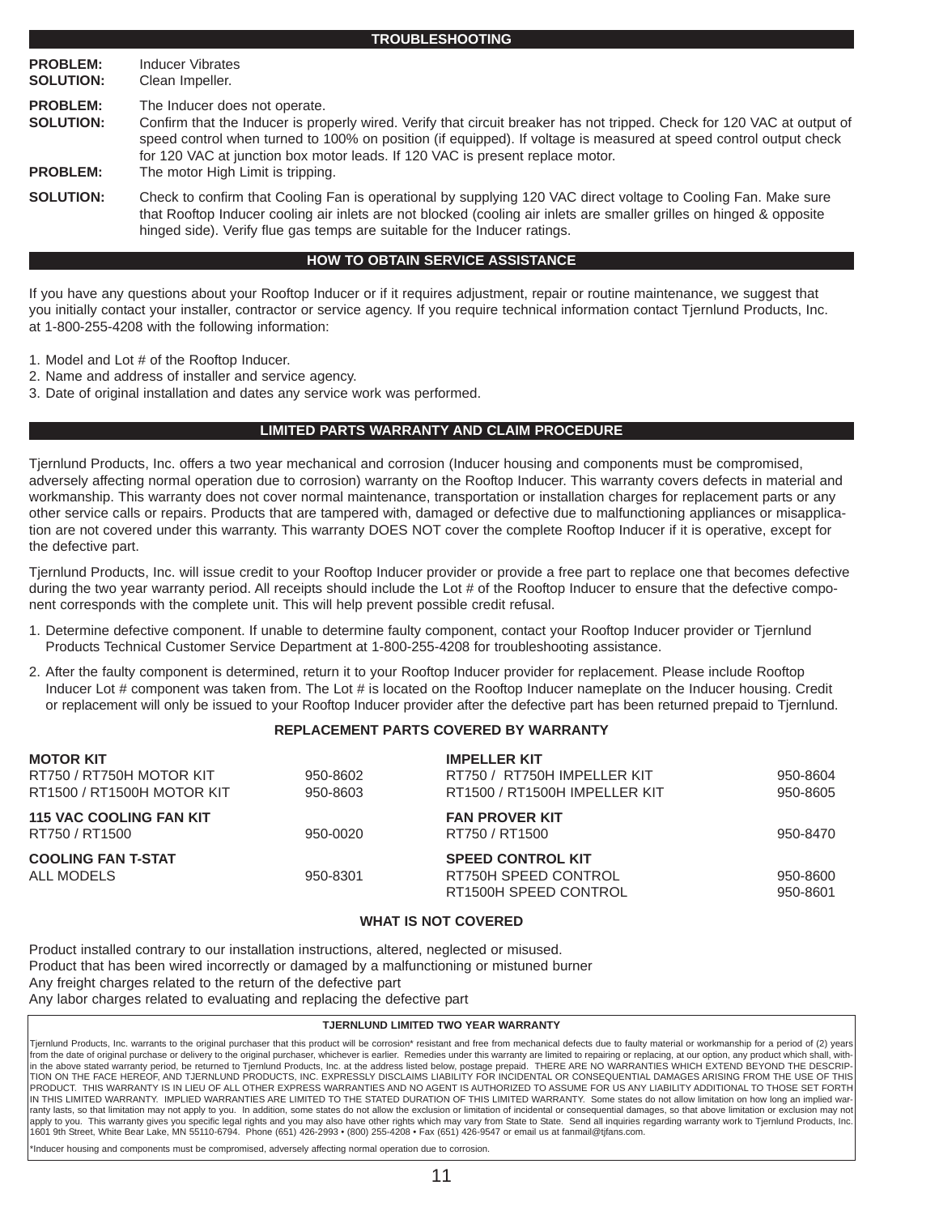## TROUBLESHOOTING

**PROBLEM:** Inducer Vibrates
**SOLUTION:** Clean Impeller.

**PROBLEM:** The Inducer does not operate.
**SOLUTION:** Confirm that the Inducer is properly wired. Verify that circuit breaker has not tripped. Check for 120 VAC at output of speed control when turned to 100% on position (if equipped). If voltage is measured at speed control output check for 120 VAC at junction box motor leads. If 120 VAC is present replace motor.

**PROBLEM:** The motor High Limit is tripping.
**SOLUTION:** Check to confirm that Cooling Fan is operational by supplying 120 VAC direct voltage to Cooling Fan. Make sure that Rooftop Inducer cooling air inlets are not blocked (cooling air inlets are smaller grilles on hinged & opposite hinged side). Verify flue gas temps are suitable for the Inducer ratings.

## HOW TO OBTAIN SERVICE ASSISTANCE

If you have any questions about your Rooftop Inducer or if it requires adjustment, repair or routine maintenance, we suggest that you initially contact your installer, contractor or service agency. If you require technical information contact Tjernlund Products, Inc. at 1-800-255-4208 with the following information:

1. Model and Lot # of the Rooftop Inducer.
2. Name and address of installer and service agency.
3. Date of original installation and dates any service work was performed.

## LIMITED PARTS WARRANTY AND CLAIM PROCEDURE

Tjernlund Products, Inc. offers a two year mechanical and corrosion (Inducer housing and components must be compromised, adversely affecting normal operation due to corrosion) warranty on the Rooftop Inducer. This warranty covers defects in material and workmanship. This warranty does not cover normal maintenance, transportation or installation charges for replacement parts or any other service calls or repairs. Products that are tampered with, damaged or defective due to malfunctioning appliances or misapplication are not covered under this warranty. This warranty DOES NOT cover the complete Rooftop Inducer if it is operative, except for the defective part.

Tjernlund Products, Inc. will issue credit to your Rooftop Inducer provider or provide a free part to replace one that becomes defective during the two year warranty period. All receipts should include the Lot # of the Rooftop Inducer to ensure that the defective component corresponds with the complete unit. This will help prevent possible credit refusal.

1. Determine defective component. If unable to determine faulty component, contact your Rooftop Inducer provider or Tjernlund Products Technical Customer Service Department at 1-800-255-4208 for troubleshooting assistance.
2. After the faulty component is determined, return it to your Rooftop Inducer provider for replacement. Please include Rooftop Inducer Lot # component was taken from. The Lot # is located on the Rooftop Inducer nameplate on the Inducer housing. Credit or replacement will only be issued to your Rooftop Inducer provider after the defective part has been returned prepaid to Tjernlund.

### REPLACEMENT PARTS COVERED BY WARRANTY

| | | | |
|---|---|---|---|
| **MOTOR KIT** | | **IMPELLER KIT** | |
| RT750 / RT750H MOTOR KIT | 950-8602 | RT750 / RT750H IMPELLER KIT | 950-8604 |
| RT1500 / RT1500H MOTOR KIT | 950-8603 | RT1500 / RT1500H IMPELLER KIT | 950-8605 |
| **115 VAC COOLING FAN KIT** | | **FAN PROVER KIT** | |
| RT750 / RT1500 | 950-0020 | RT750 / RT1500 | 950-8470 |
| **COOLING FAN T-STAT** | | **SPEED CONTROL KIT** | |
| ALL MODELS | 950-8301 | RT750H SPEED CONTROL | 950-8600 |
| | | RT1500H SPEED CONTROL | 950-8601 |

### WHAT IS NOT COVERED

Product installed contrary to our installation instructions, altered, neglected or misused.
Product that has been wired incorrectly or damaged by a malfunctioning or mistuned burner
Any freight charges related to the return of the defective part
Any labor charges related to evaluating and replacing the defective part

### TJERNLUND LIMITED TWO YEAR WARRANTY

Tjernlund Products, Inc. warrants to the original purchaser that this product will be corrosion* resistant and free from mechanical defects due to faulty material or workmanship for a period of (2) years from the date of original purchase or delivery to the original purchaser, whichever is earlier. Remedies under this warranty are limited to repairing or replacing, at our option, any product which shall, within the above stated warranty period, be returned to Tjernlund Products, Inc. at the address listed below, postage prepaid. THERE ARE NO WARRANTIES WHICH EXTEND BEYOND THE DESCRIPTION ON THE FACE HEREOF, AND TJERNLUND PRODUCTS, INC. EXPRESSLY DISCLAIMS LIABILITY FOR INCIDENTAL OR CONSEQUENTIAL DAMAGES ARISING FROM THE USE OF THIS PRODUCT. THIS WARRANTY IS IN LIEU OF ALL OTHER EXPRESS WARRANTIES AND NO AGENT IS AUTHORIZED TO ASSUME FOR US ANY LIABILITY ADDITIONAL TO THOSE SET FORTH IN THIS LIMITED WARRANTY. IMPLIED WARRANTIES ARE LIMITED TO THE STATED DURATION OF THIS LIMITED WARRANTY. Some states do not allow limitation on how long an implied warranty lasts, so that limitation may not apply to you. In addition, some states do not allow the exclusion or limitation of incidental or consequential damages, so that above limitation or exclusion may not apply to you. This warranty gives you specific legal rights and you may also have other rights which may vary from State to State. Send all inquiries regarding warranty work to Tjernlund Products, Inc. 1601 9th Street, White Bear Lake, MN 55110-6794. Phone (651) 426-2993 • (800) 255-4208 • Fax (651) 426-9547 or email us at fanmail@tjfans.com.

*Inducer housing and components must be compromised, adversely affecting normal operation due to corrosion.